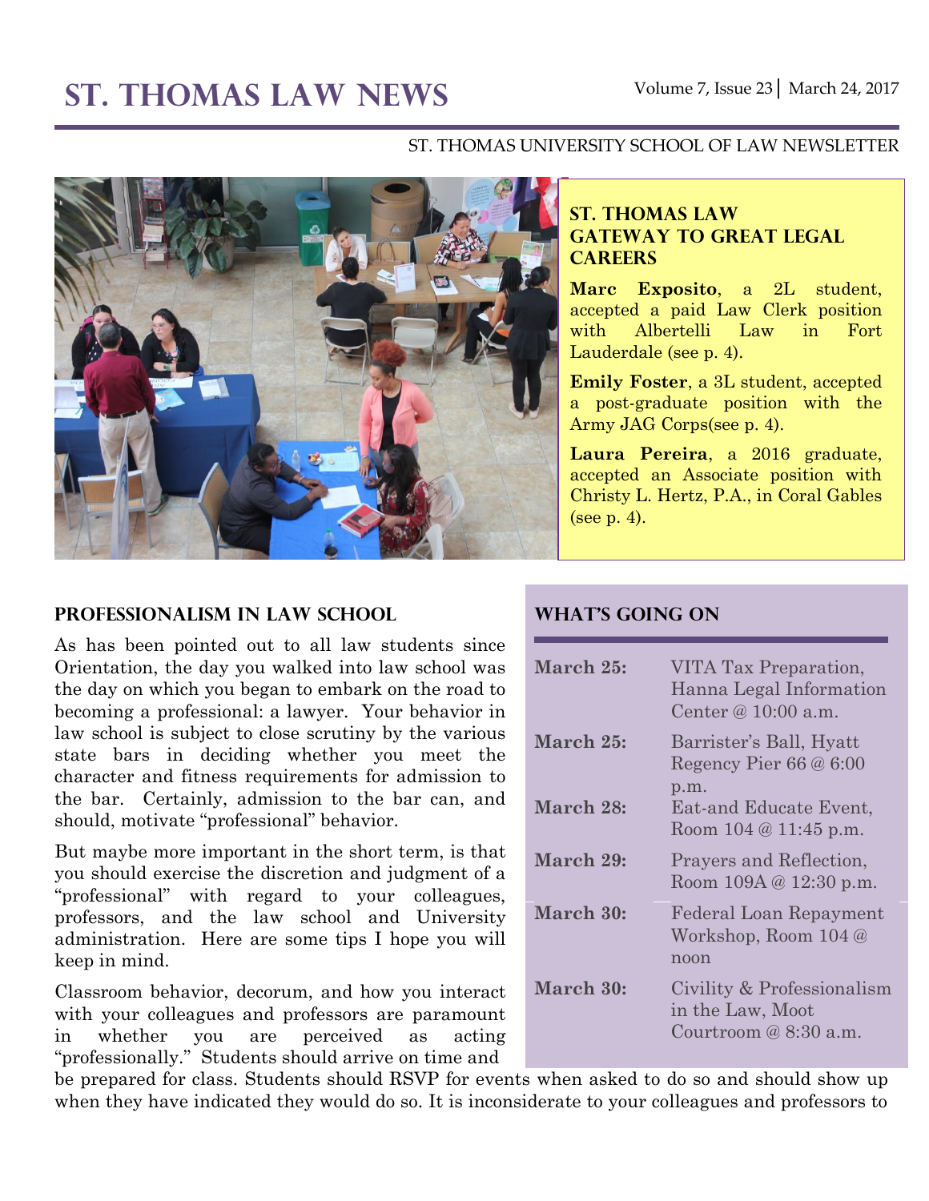# ST. THOMAS LAW NEWS

Volume 7, Issue 23 | March 24, 2017

ST. THOMAS UNIVERSITY SCHOOL OF LAW NEWSLETTER

## ST. THOMAS LAW GATEWAY TO GREAT LEGAL CAREERS

**Marc Exposito**, a 2L student, accepted a paid Law Clerk position with Albertelli Law in Fort Lauderdale (see p. 4).

**Emily Foster**, a 3L student, accepted a post-graduate position with the Army JAG Corps(see p. 4).

**Laura Pereira**, a 2016 graduate, accepted an Associate position with Christy L. Hertz, P.A., in Coral Gables (see p. 4).

## PROFESSIONALISM IN LAW SCHOOL

As has been pointed out to all law students since Orientation, the day you walked into law school was the day on which you began to embark on the road to becoming a professional: a lawyer. Your behavior in law school is subject to close scrutiny by the various state bars in deciding whether you meet the character and fitness requirements for admission to the bar. Certainly, admission to the bar can, and should, motivate "professional" behavior.

But maybe more important in the short term, is that you should exercise the discretion and judgment of a "professional" with regard to your colleagues, professors, and the law school and University administration. Here are some tips I hope you will keep in mind.

Classroom behavior, decorum, and how you interact with your colleagues and professors are paramount in whether you are perceived as acting "professionally." Students should arrive on time and be prepared for class. Students should RSVP for events when asked to do so and should show up when they have indicated they would do so. It is inconsiderate to your colleagues and professors to

## WHAT'S GOING ON

| | |
|---|---|
| **March 25:** | VITA Tax Preparation, Hanna Legal Information Center @ 10:00 a.m. |
| **March 25:** | Barrister's Ball, Hyatt Regency Pier 66 @ 6:00 p.m. |
| **March 28:** | Eat-and Educate Event, Room 104 @ 11:45 p.m. |
| **March 29:** | Prayers and Reflection, Room 109A @ 12:30 p.m. |
| **March 30:** | Federal Loan Repayment Workshop, Room 104 @ noon |
| **March 30:** | Civility & Professionalism in the Law, Moot Courtroom @ 8:30 a.m. |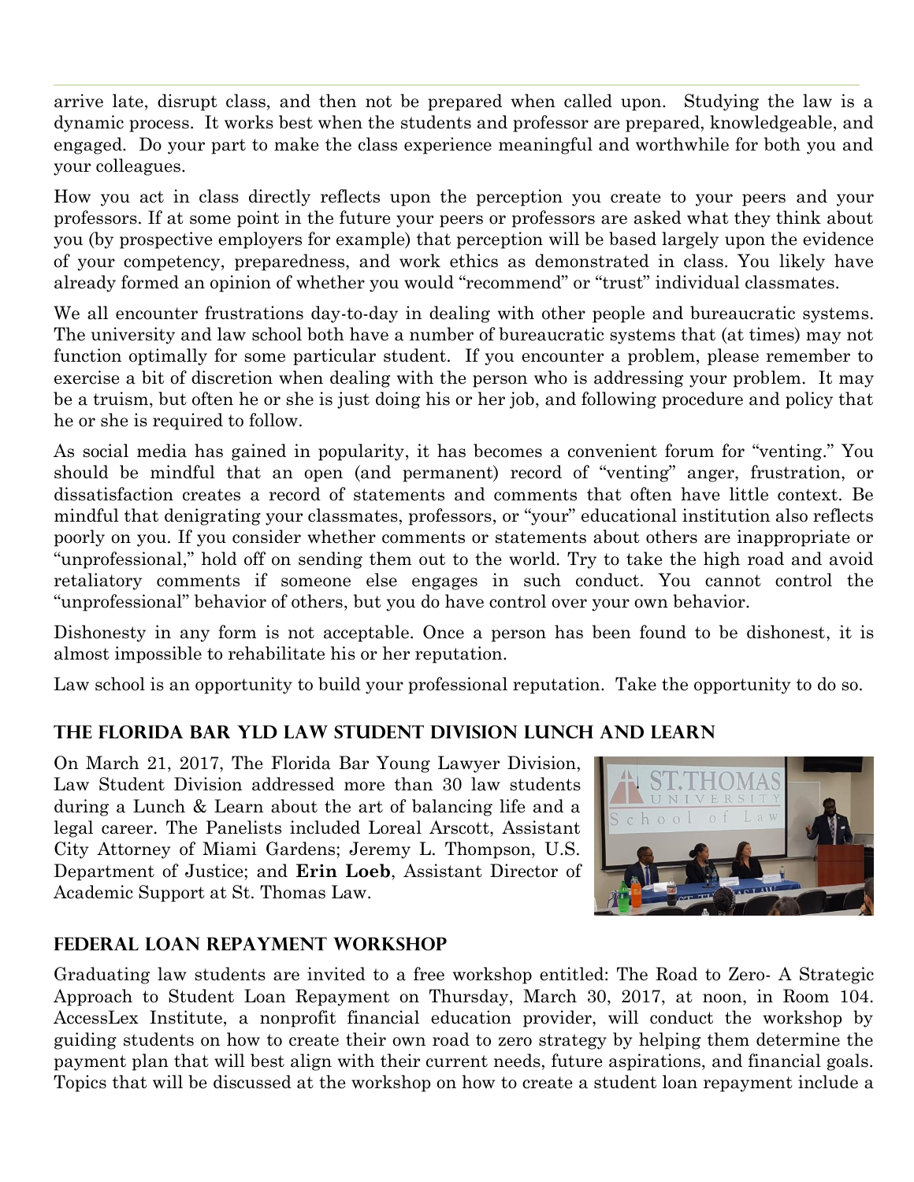arrive late, disrupt class, and then not be prepared when called upon. Studying the law is a dynamic process. It works best when the students and professor are prepared, knowledgeable, and engaged. Do your part to make the class experience meaningful and worthwhile for both you and your colleagues.

How you act in class directly reflects upon the perception you create to your peers and your professors. If at some point in the future your peers or professors are asked what they think about you (by prospective employers for example) that perception will be based largely upon the evidence of your competency, preparedness, and work ethics as demonstrated in class. You likely have already formed an opinion of whether you would "recommend" or "trust" individual classmates.

We all encounter frustrations day-to-day in dealing with other people and bureaucratic systems. The university and law school both have a number of bureaucratic systems that (at times) may not function optimally for some particular student. If you encounter a problem, please remember to exercise a bit of discretion when dealing with the person who is addressing your problem. It may be a truism, but often he or she is just doing his or her job, and following procedure and policy that he or she is required to follow.

As social media has gained in popularity, it has becomes a convenient forum for "venting." You should be mindful that an open (and permanent) record of "venting" anger, frustration, or dissatisfaction creates a record of statements and comments that often have little context. Be mindful that denigrating your classmates, professors, or "your" educational institution also reflects poorly on you. If you consider whether comments or statements about others are inappropriate or "unprofessional," hold off on sending them out to the world. Try to take the high road and avoid retaliatory comments if someone else engages in such conduct. You cannot control the "unprofessional" behavior of others, but you do have control over your own behavior.

Dishonesty in any form is not acceptable. Once a person has been found to be dishonest, it is almost impossible to rehabilitate his or her reputation.

Law school is an opportunity to build your professional reputation. Take the opportunity to do so.

## The Florida Bar YLD Law Student Division Lunch and Learn

On March 21, 2017, The Florida Bar Young Lawyer Division, Law Student Division addressed more than 30 law students during a Lunch & Learn about the art of balancing life and a legal career. The Panelists included Loreal Arscott, Assistant City Attorney of Miami Gardens; Jeremy L. Thompson, U.S. Department of Justice; and **Erin Loeb**, Assistant Director of Academic Support at St. Thomas Law.

## Federal Loan Repayment Workshop

Graduating law students are invited to a free workshop entitled: The Road to Zero- A Strategic Approach to Student Loan Repayment on Thursday, March 30, 2017, at noon, in Room 104. AccessLex Institute, a nonprofit financial education provider, will conduct the workshop by guiding students on how to create their own road to zero strategy by helping them determine the payment plan that will best align with their current needs, future aspirations, and financial goals. Topics that will be discussed at the workshop on how to create a student loan repayment include a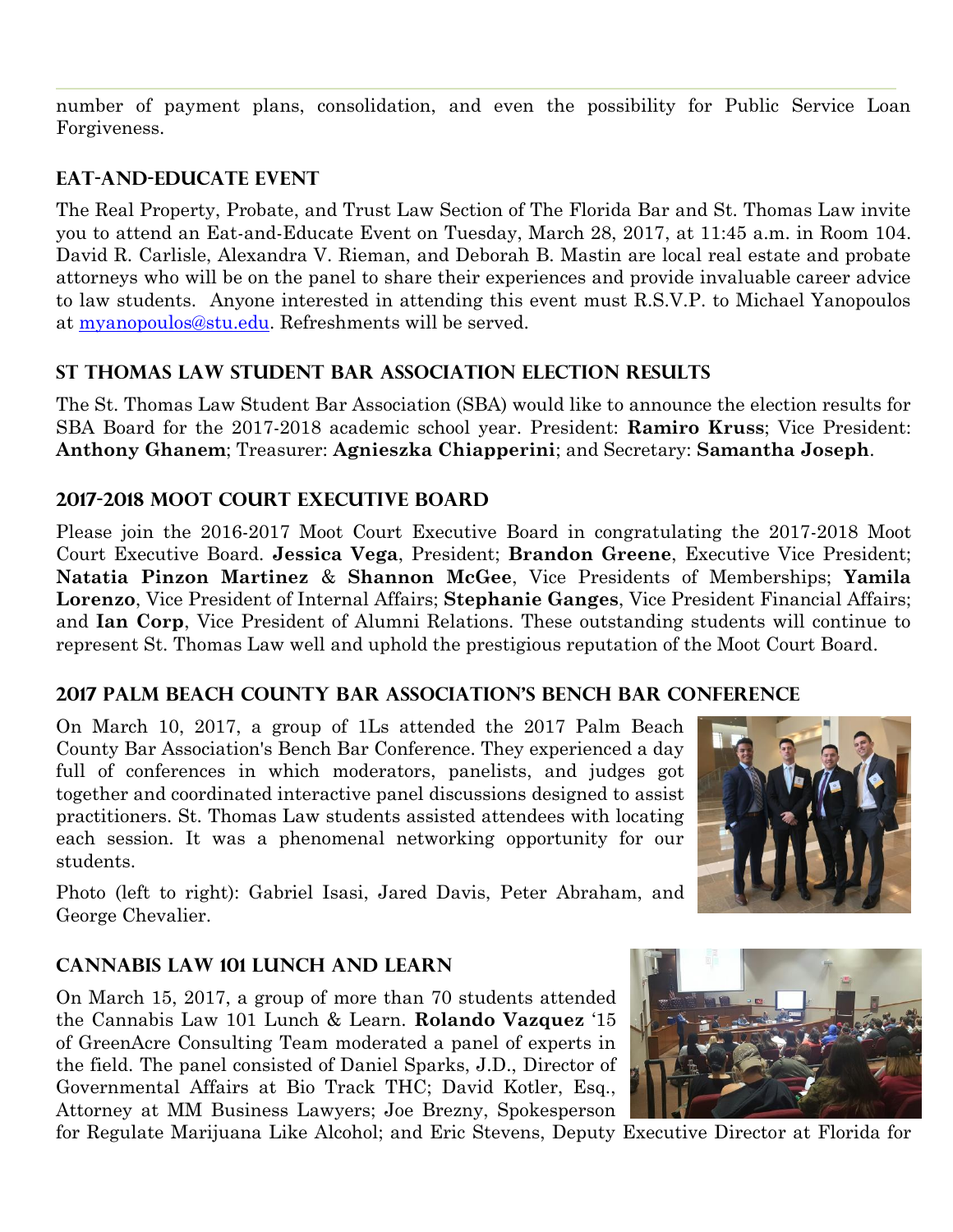number of payment plans, consolidation, and even the possibility for Public Service Loan Forgiveness.

## Eat-and-Educate Event

The Real Property, Probate, and Trust Law Section of The Florida Bar and St. Thomas Law invite you to attend an Eat-and-Educate Event on Tuesday, March 28, 2017, at 11:45 a.m. in Room 104. David R. Carlisle, Alexandra V. Rieman, and Deborah B. Mastin are local real estate and probate attorneys who will be on the panel to share their experiences and provide invaluable career advice to law students. Anyone interested in attending this event must R.S.V.P. to Michael Yanopoulos at myanopoulos@stu.edu. Refreshments will be served.

## St Thomas Law Student Bar Association Election Results

The St. Thomas Law Student Bar Association (SBA) would like to announce the election results for SBA Board for the 2017-2018 academic school year. President: **Ramiro Kruss**; Vice President: **Anthony Ghanem**; Treasurer: **Agnieszka Chiapperini**; and Secretary: **Samantha Joseph**.

## 2017-2018 Moot Court Executive Board

Please join the 2016-2017 Moot Court Executive Board in congratulating the 2017-2018 Moot Court Executive Board. **Jessica Vega**, President; **Brandon Greene**, Executive Vice President; **Natatia Pinzon Martinez** & **Shannon McGee**, Vice Presidents of Memberships; **Yamila Lorenzo**, Vice President of Internal Affairs; **Stephanie Ganges**, Vice President Financial Affairs; and **Ian Corp**, Vice President of Alumni Relations. These outstanding students will continue to represent St. Thomas Law well and uphold the prestigious reputation of the Moot Court Board.

## 2017 Palm Beach County Bar Association's Bench Bar Conference

On March 10, 2017, a group of 1Ls attended the 2017 Palm Beach County Bar Association's Bench Bar Conference. They experienced a day full of conferences in which moderators, panelists, and judges got together and coordinated interactive panel discussions designed to assist practitioners. St. Thomas Law students assisted attendees with locating each session. It was a phenomenal networking opportunity for our students.

Photo (left to right): Gabriel Isasi, Jared Davis, Peter Abraham, and George Chevalier.

## Cannabis Law 101 Lunch and Learn

On March 15, 2017, a group of more than 70 students attended the Cannabis Law 101 Lunch & Learn. **Rolando Vazquez** '15 of GreenAcre Consulting Team moderated a panel of experts in the field. The panel consisted of Daniel Sparks, J.D., Director of Governmental Affairs at Bio Track THC; David Kotler, Esq., Attorney at MM Business Lawyers; Joe Brezny, Spokesperson for Regulate Marijuana Like Alcohol; and Eric Stevens, Deputy Executive Director at Florida for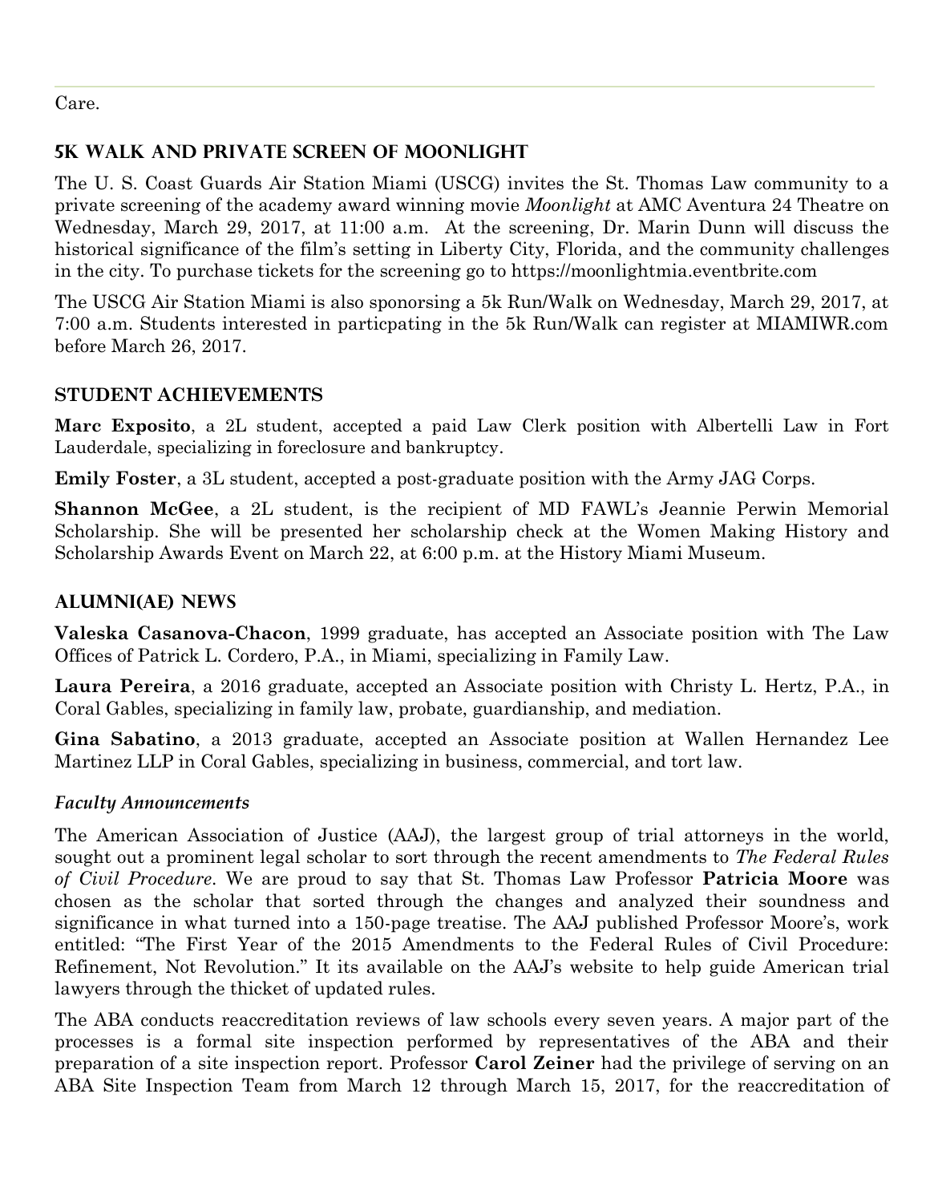Care.

## 5K Walk and Private Screen of Moonlight

The U. S. Coast Guards Air Station Miami (USCG) invites the St. Thomas Law community to a private screening of the academy award winning movie *Moonlight* at AMC Aventura 24 Theatre on Wednesday, March 29, 2017, at 11:00 a.m. At the screening, Dr. Marin Dunn will discuss the historical significance of the film's setting in Liberty City, Florida, and the community challenges in the city. To purchase tickets for the screening go to https://moonlightmia.eventbrite.com

The USCG Air Station Miami is also sponsoring a 5k Run/Walk on Wednesday, March 29, 2017, at 7:00 a.m. Students interested in particpating in the 5k Run/Walk can register at MIAMIWR.com before March 26, 2017.

## Student Achievements

**Marc Exposito**, a 2L student, accepted a paid Law Clerk position with Albertelli Law in Fort Lauderdale, specializing in foreclosure and bankruptcy.

**Emily Foster**, a 3L student, accepted a post-graduate position with the Army JAG Corps.

**Shannon McGee**, a 2L student, is the recipient of MD FAWL's Jeannie Perwin Memorial Scholarship. She will be presented her scholarship check at the Women Making History and Scholarship Awards Event on March 22, at 6:00 p.m. at the History Miami Museum.

## Alumni(ae) News

**Valeska Casanova-Chacon**, 1999 graduate, has accepted an Associate position with The Law Offices of Patrick L. Cordero, P.A., in Miami, specializing in Family Law.

**Laura Pereira**, a 2016 graduate, accepted an Associate position with Christy L. Hertz, P.A., in Coral Gables, specializing in family law, probate, guardianship, and mediation.

**Gina Sabatino**, a 2013 graduate, accepted an Associate position at Wallen Hernandez Lee Martinez LLP in Coral Gables, specializing in business, commercial, and tort law.

### *Faculty Announcements*

The American Association of Justice (AAJ), the largest group of trial attorneys in the world, sought out a prominent legal scholar to sort through the recent amendments to *The Federal Rules of Civil Procedure*. We are proud to say that St. Thomas Law Professor **Patricia Moore** was chosen as the scholar that sorted through the changes and analyzed their soundness and significance in what turned into a 150-page treatise. The AAJ published Professor Moore's, work entitled: "The First Year of the 2015 Amendments to the Federal Rules of Civil Procedure: Refinement, Not Revolution." It its available on the AAJ's website to help guide American trial lawyers through the thicket of updated rules.

The ABA conducts reaccreditation reviews of law schools every seven years. A major part of the processes is a formal site inspection performed by representatives of the ABA and their preparation of a site inspection report. Professor **Carol Zeiner** had the privilege of serving on an ABA Site Inspection Team from March 12 through March 15, 2017, for the reaccreditation of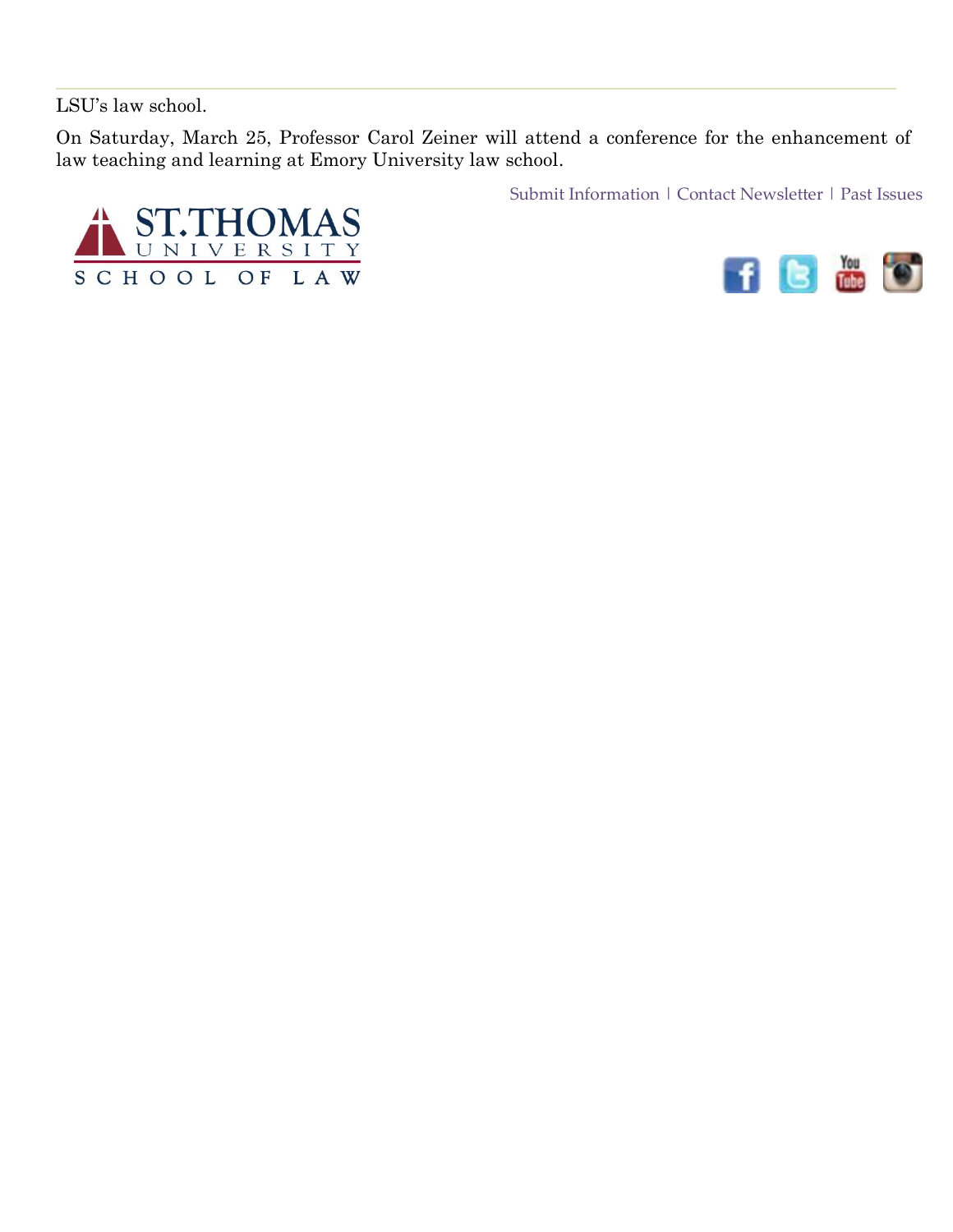LSU's law school.

On Saturday, March 25, Professor Carol Zeiner will attend a conference for the enhancement of law teaching and learning at Emory University law school.

Submit Information | Contact Newsletter | Past Issues

ST.THOMAS UNIVERSITY SCHOOL OF LAW